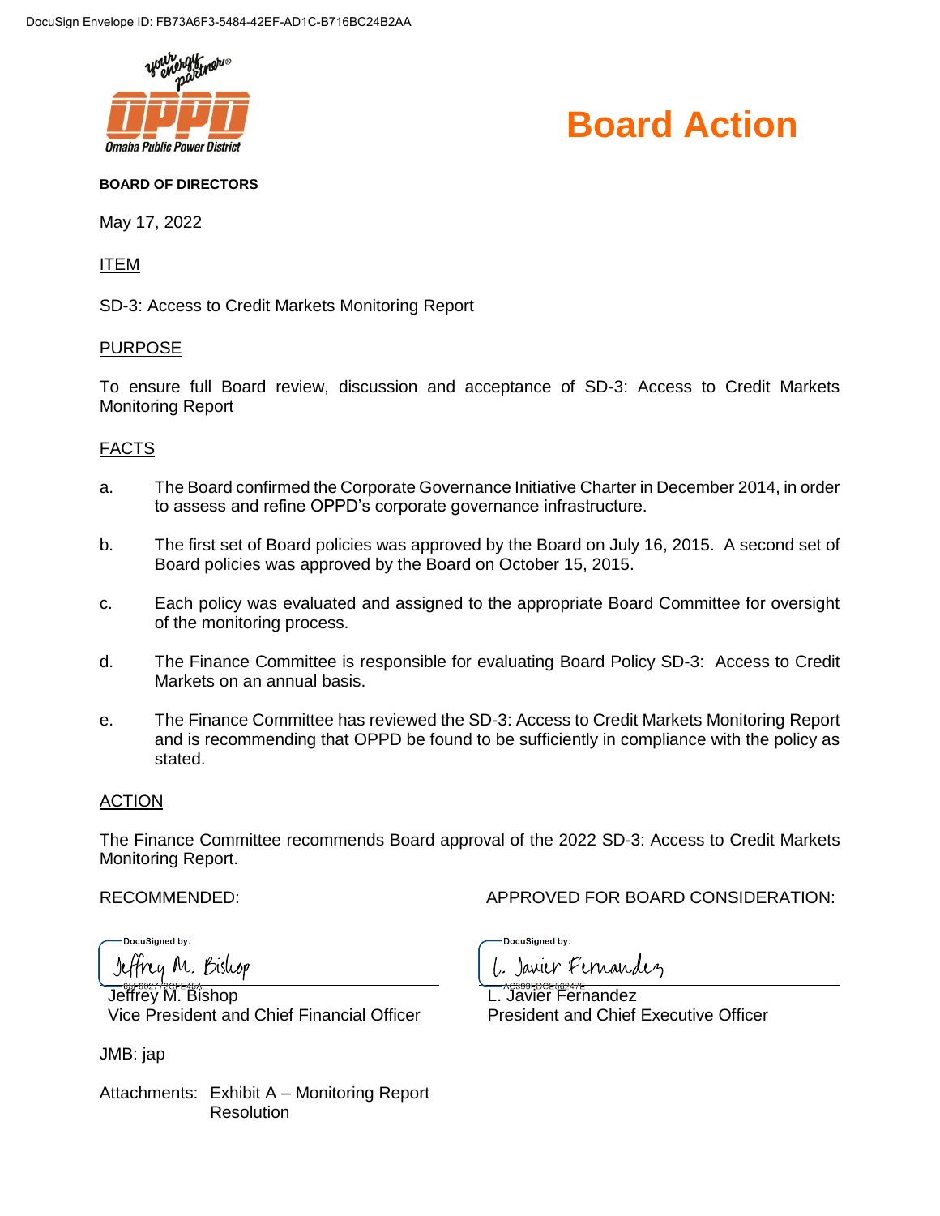# Board Action

**BOARD OF DIRECTORS**

May 17, 2022

## ITEM

SD-3: Access to Credit Markets Monitoring Report

## PURPOSE

To ensure full Board review, discussion and acceptance of SD-3: Access to Credit Markets Monitoring Report

## FACTS

a. The Board confirmed the Corporate Governance Initiative Charter in December 2014, in order to assess and refine OPPD's corporate governance infrastructure.

b. The first set of Board policies was approved by the Board on July 16, 2015. A second set of Board policies was approved by the Board on October 15, 2015.

c. Each policy was evaluated and assigned to the appropriate Board Committee for oversight of the monitoring process.

d. The Finance Committee is responsible for evaluating Board Policy SD-3: Access to Credit Markets on an annual basis.

e. The Finance Committee has reviewed the SD-3: Access to Credit Markets Monitoring Report and is recommending that OPPD be found to be sufficiently in compliance with the policy as stated.

## ACTION

The Finance Committee recommends Board approval of the 2022 SD-3: Access to Credit Markets Monitoring Report.

RECOMMENDED:

DocuSigned by:
Jeffrey M. Bishop
Jeffrey M. Bishop
Vice President and Chief Financial Officer

APPROVED FOR BOARD CONSIDERATION:

DocuSigned by:
L. Javier Fernandez
L. Javier Fernandez
President and Chief Executive Officer

JMB: jap

Attachments: Exhibit A – Monitoring Report
Resolution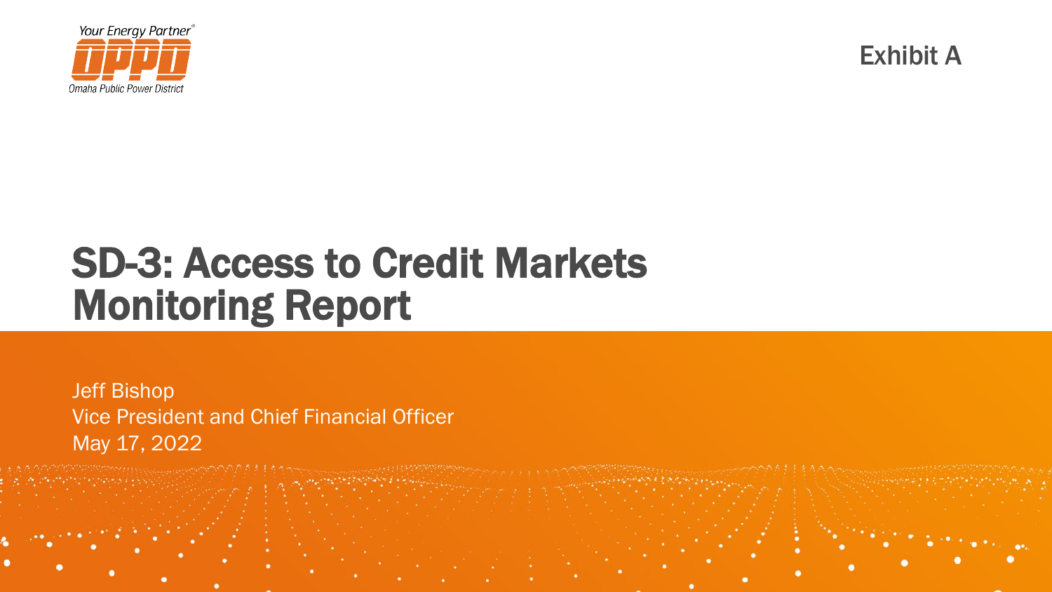Your Energy Partner®

OPPD

Omaha Public Power District

Exhibit A

# SD-3: Access to Credit Markets Monitoring Report

Jeff Bishop
Vice President and Chief Financial Officer
May 17, 2022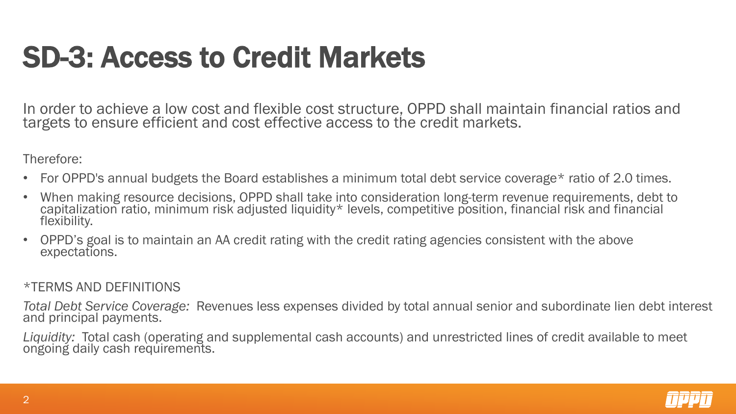# SD-3: Access to Credit Markets

In order to achieve a low cost and flexible cost structure, OPPD shall maintain financial ratios and targets to ensure efficient and cost effective access to the credit markets.

Therefore:

- For OPPD's annual budgets the Board establishes a minimum total debt service coverage* ratio of 2.0 times.
- When making resource decisions, OPPD shall take into consideration long-term revenue requirements, debt to capitalization ratio, minimum risk adjusted liquidity* levels, competitive position, financial risk and financial flexibility.
- OPPD's goal is to maintain an AA credit rating with the credit rating agencies consistent with the above expectations.

*TERMS AND DEFINITIONS

*Total Debt Service Coverage:* Revenues less expenses divided by total annual senior and subordinate lien debt interest and principal payments.

*Liquidity:* Total cash (operating and supplemental cash accounts) and unrestricted lines of credit available to meet ongoing daily cash requirements.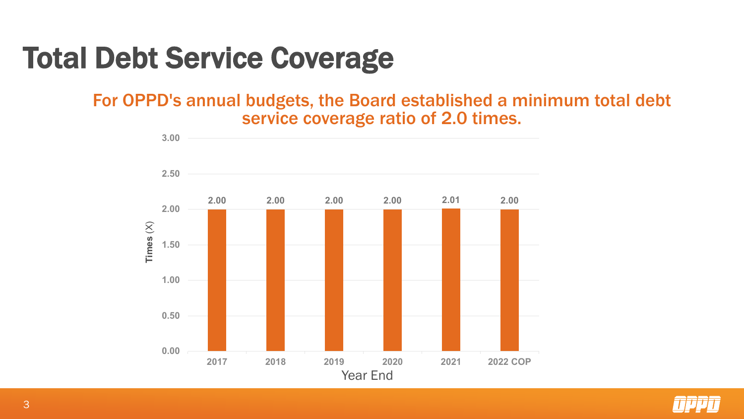# Total Debt Service Coverage

**For OPPD's annual budgets, the Board established a minimum total debt service coverage ratio of 2.0 times.**

| Year End | Times (X) |
| --- | --- |
| 2017 | 2.00 |
| 2018 | 2.00 |
| 2019 | 2.00 |
| 2020 | 2.00 |
| 2021 | 2.01 |
| 2022 COP | 2.00 |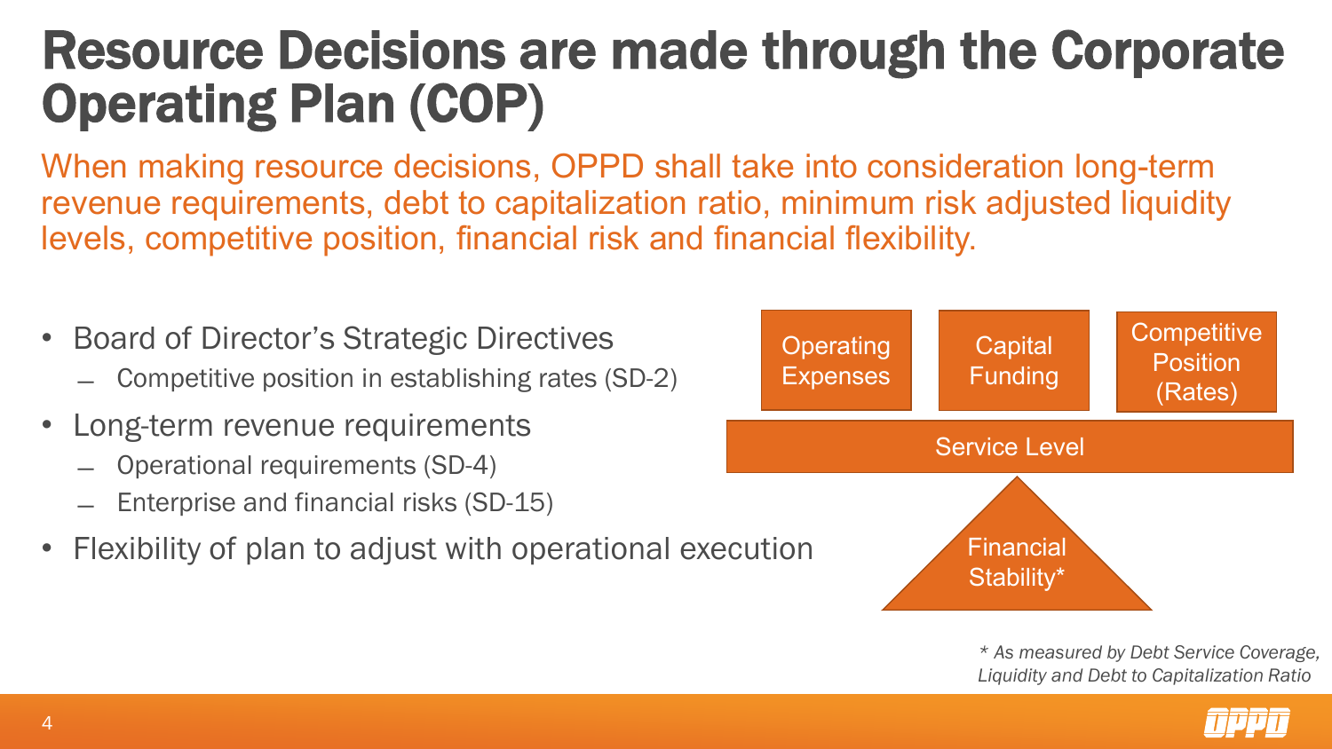# Resource Decisions are made through the Corporate Operating Plan (COP)

When making resource decisions, OPPD shall take into consideration long-term revenue requirements, debt to capitalization ratio, minimum risk adjusted liquidity levels, competitive position, financial risk and financial flexibility.

- Board of Director's Strategic Directives
  - Competitive position in establishing rates (SD-2)
- Long-term revenue requirements
  - Operational requirements (SD-4)
  - Enterprise and financial risks (SD-15)
- Flexibility of plan to adjust with operational execution

Operating Expenses | Capital Funding | Competitive Position (Rates)

Service Level

Financial Stability*

*\* As measured by Debt Service Coverage, Liquidity and Debt to Capitalization Ratio*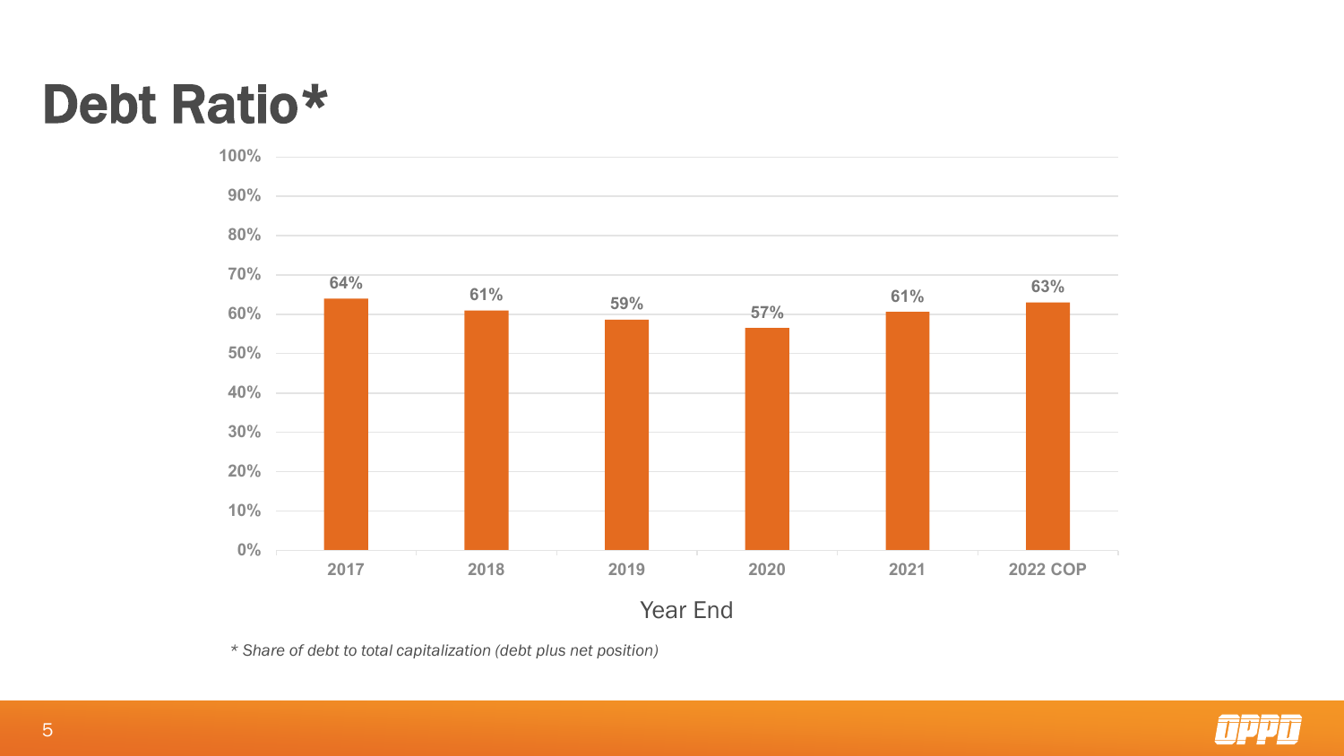# Debt Ratio*

| Year End | Debt Ratio |
|---|---|
| 2017 | 64% |
| 2018 | 61% |
| 2019 | 59% |
| 2020 | 57% |
| 2021 | 61% |
| 2022 COP | 63% |

*\* Share of debt to total capitalization (debt plus net position)*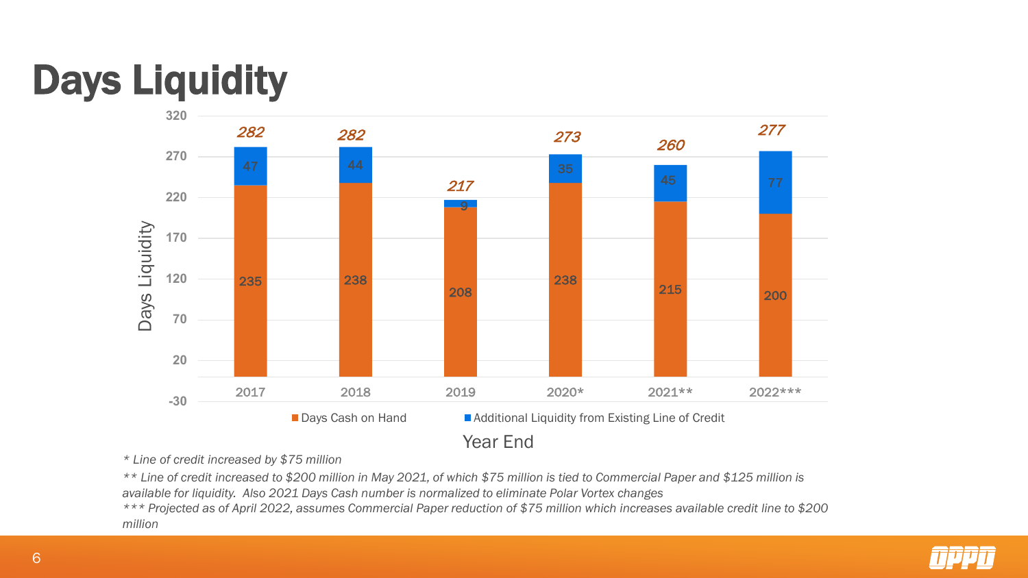# Days Liquidity

| Year End | Days Cash on Hand | Additional Liquidity from Existing Line of Credit | Total |
|---|---|---|---|
| 2017 | 235 | 47 | 282 |
| 2018 | 238 | 44 | 282 |
| 2019 | 208 | 9 | 217 |
| 2020* | 238 | 35 | 273 |
| 2021** | 215 | 45 | 260 |
| 2022*** | 200 | 77 | 277 |

*\* Line of credit increased by $75 million*

*\*\* Line of credit increased to $200 million in May 2021, of which $75 million is tied to Commercial Paper and $125 million is available for liquidity. Also 2021 Days Cash number is normalized to eliminate Polar Vortex changes*

*\*\*\* Projected as of April 2022, assumes Commercial Paper reduction of $75 million which increases available credit line to $200 million*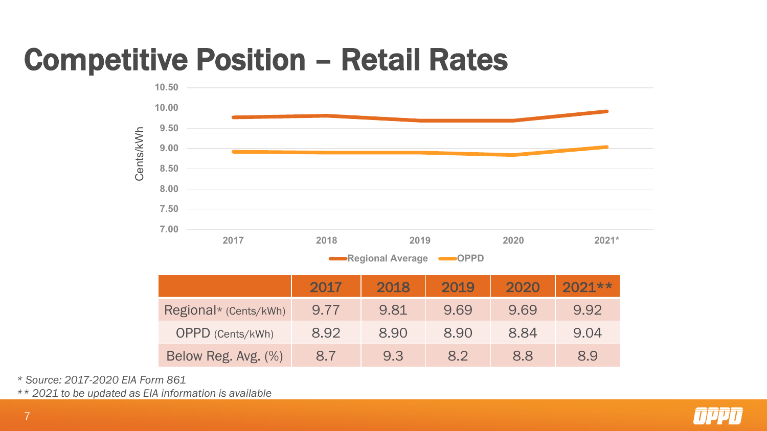# Competitive Position – Retail Rates

|  | 2017 | 2018 | 2019 | 2020 | 2021** |
|---|---|---|---|---|---|
| Regional* (Cents/kWh) | 9.77 | 9.81 | 9.69 | 9.69 | 9.92 |
| OPPD (Cents/kWh) | 8.92 | 8.90 | 8.90 | 8.84 | 9.04 |
| Below Reg. Avg. (%) | 8.7 | 9.3 | 8.2 | 8.8 | 8.9 |

*\* Source: 2017-2020 EIA Form 861*

*\*\* 2021 to be updated as EIA information is available*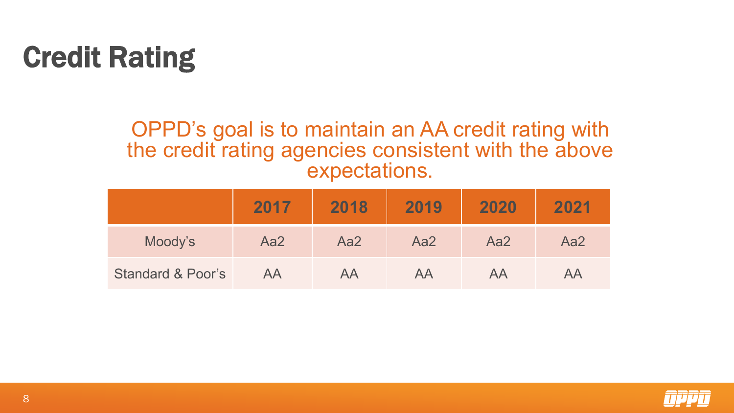# Credit Rating

OPPD's goal is to maintain an AA credit rating with the credit rating agencies consistent with the above expectations.

| | 2017 | 2018 | 2019 | 2020 | 2021 |
|---|---|---|---|---|---|
| Moody's | Aa2 | Aa2 | Aa2 | Aa2 | Aa2 |
| Standard & Poor's | AA | AA | AA | AA | AA |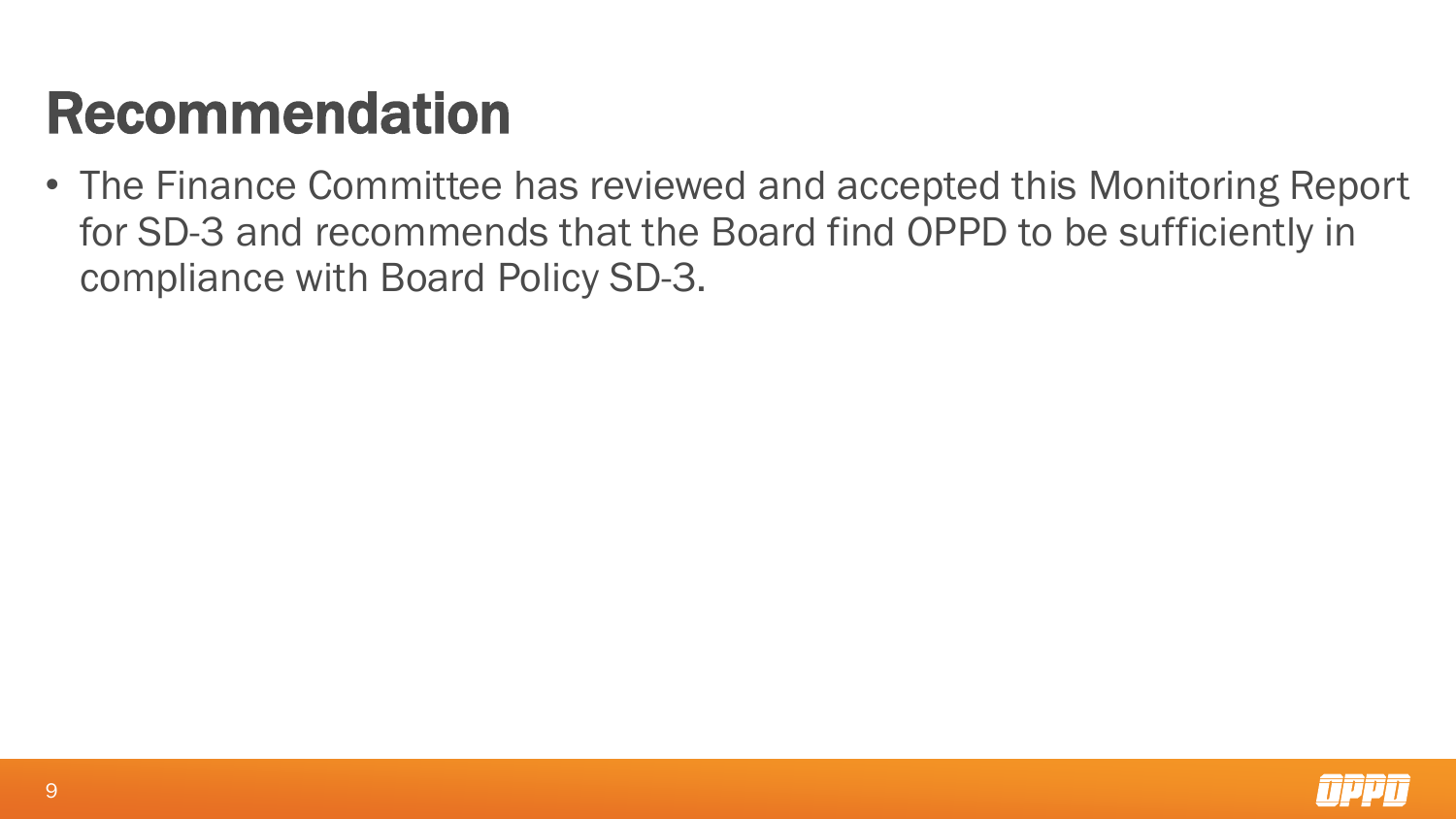# Recommendation

- The Finance Committee has reviewed and accepted this Monitoring Report for SD-3 and recommends that the Board find OPPD to be sufficiently in compliance with Board Policy SD-3.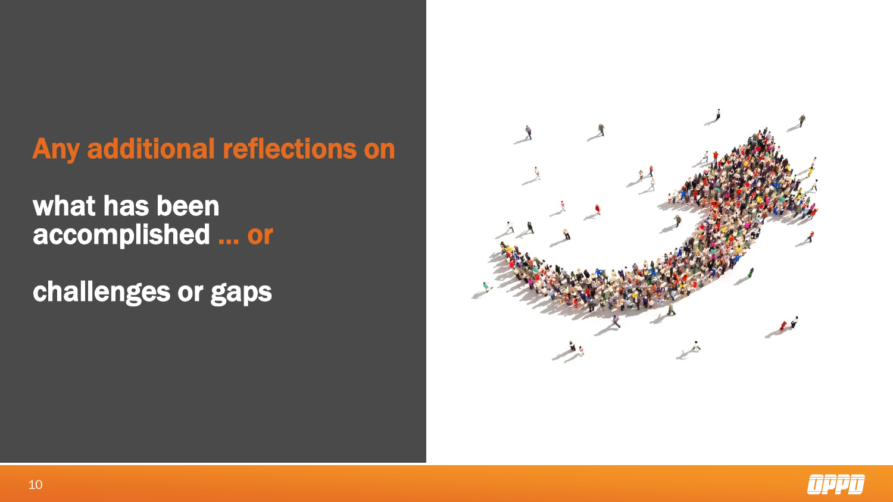# Any additional reflections on

**what has been accomplished … or**

**challenges or gaps**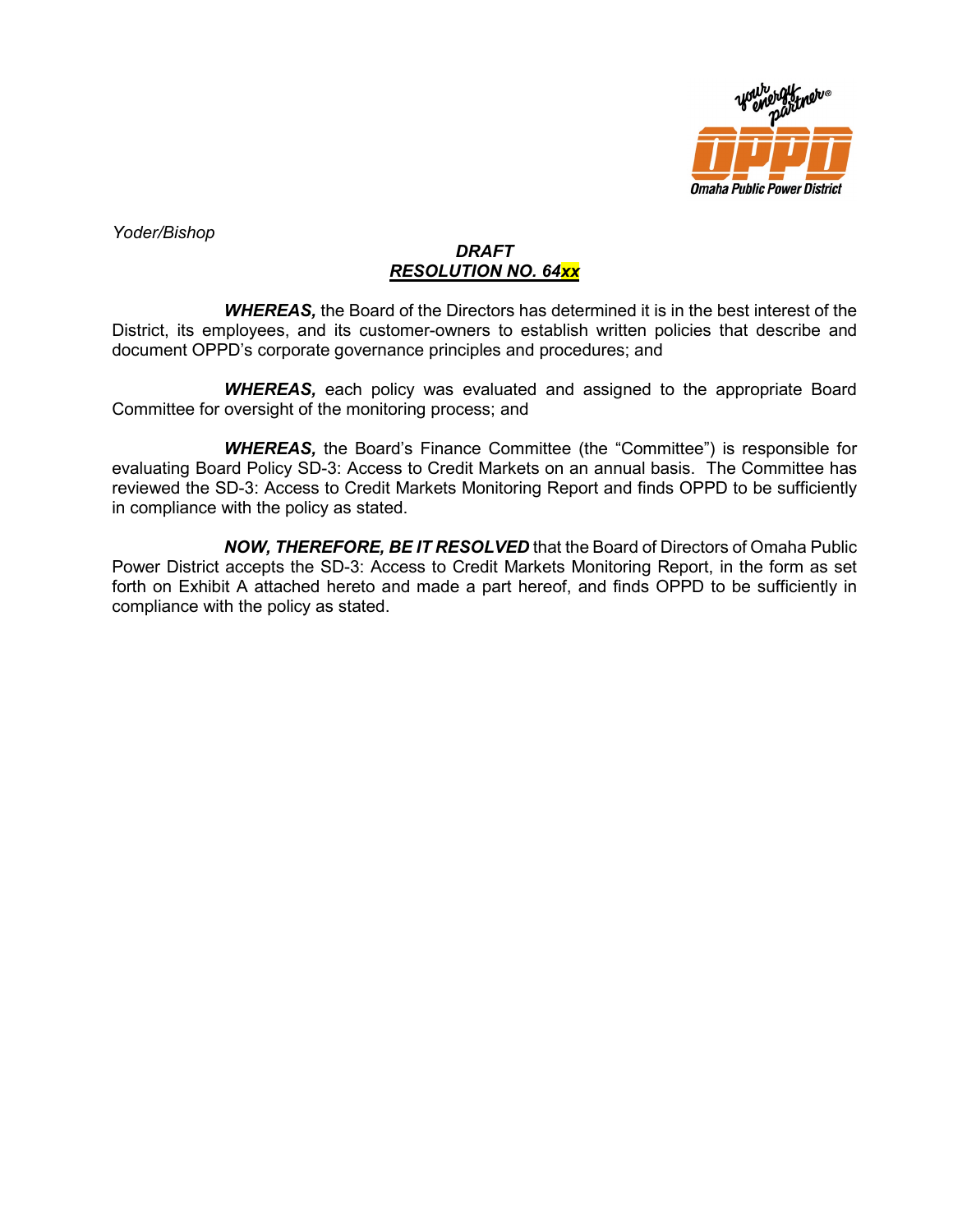*Yoder/Bishop*

***DRAFT***

***RESOLUTION NO. 64xx***

***WHEREAS,*** the Board of the Directors has determined it is in the best interest of the District, its employees, and its customer-owners to establish written policies that describe and document OPPD's corporate governance principles and procedures; and

***WHEREAS,*** each policy was evaluated and assigned to the appropriate Board Committee for oversight of the monitoring process; and

***WHEREAS,*** the Board's Finance Committee (the "Committee") is responsible for evaluating Board Policy SD-3: Access to Credit Markets on an annual basis. The Committee has reviewed the SD-3: Access to Credit Markets Monitoring Report and finds OPPD to be sufficiently in compliance with the policy as stated.

***NOW, THEREFORE, BE IT RESOLVED*** that the Board of Directors of Omaha Public Power District accepts the SD-3: Access to Credit Markets Monitoring Report, in the form as set forth on Exhibit A attached hereto and made a part hereof, and finds OPPD to be sufficiently in compliance with the policy as stated.